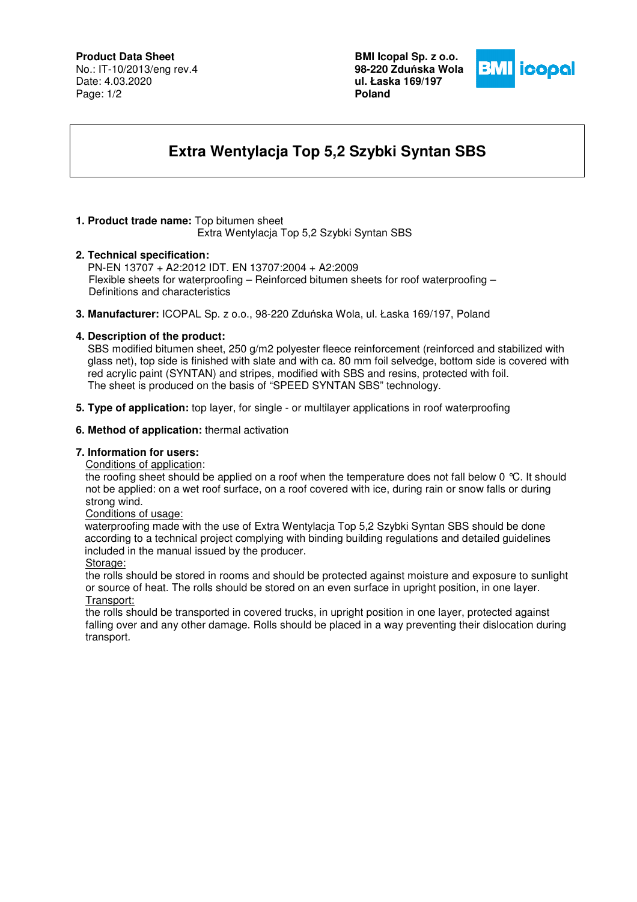**Product Data Sheet**
No.: IT-10/2013/eng rev.4
Date: 4.03.2020

**BMI Icopal Sp. z o.o.**
**98-220 Zduńska Wola**
**ul. Łaska 169/197**
**Poland**

# Extra Wentylacja Top 5,2 Szybki Syntan SBS

1. **Product trade name:** Top bitumen sheet
Extra Wentylacja Top 5,2 Szybki Syntan SBS

2. **Technical specification:**
PN-EN 13707 + A2:2012 IDT. EN 13707:2004 + A2:2009
Flexible sheets for waterproofing – Reinforced bitumen sheets for roof waterproofing – Definitions and characteristics

3. **Manufacturer:** ICOPAL Sp. z o.o., 98-220 Zduńska Wola, ul. Łaska 169/197, Poland

4. **Description of the product:**
SBS modified bitumen sheet, 250 g/m2 polyester fleece reinforcement (reinforced and stabilized with glass net), top side is finished with slate and with ca. 80 mm foil selvedge, bottom side is covered with red acrylic paint (SYNTAN) and stripes, modified with SBS and resins, protected with foil.
The sheet is produced on the basis of "SPEED SYNTAN SBS" technology.

5. **Type of application:** top layer, for single - or multilayer applications in roof waterproofing

6. **Method of application:** thermal activation

7. **Information for users:**
Conditions of application:
the roofing sheet should be applied on a roof when the temperature does not fall below 0 °C. It should not be applied: on a wet roof surface, on a roof covered with ice, during rain or snow falls or during strong wind.
Conditions of usage:
waterproofing made with the use of Extra Wentylacja Top 5,2 Szybki Syntan SBS should be done according to a technical project complying with binding building regulations and detailed guidelines included in the manual issued by the producer.
Storage:
the rolls should be stored in rooms and should be protected against moisture and exposure to sunlight or source of heat. The rolls should be stored on an even surface in upright position, in one layer.
Transport:
the rolls should be transported in covered trucks, in upright position in one layer, protected against falling over and any other damage. Rolls should be placed in a way preventing their dislocation during transport.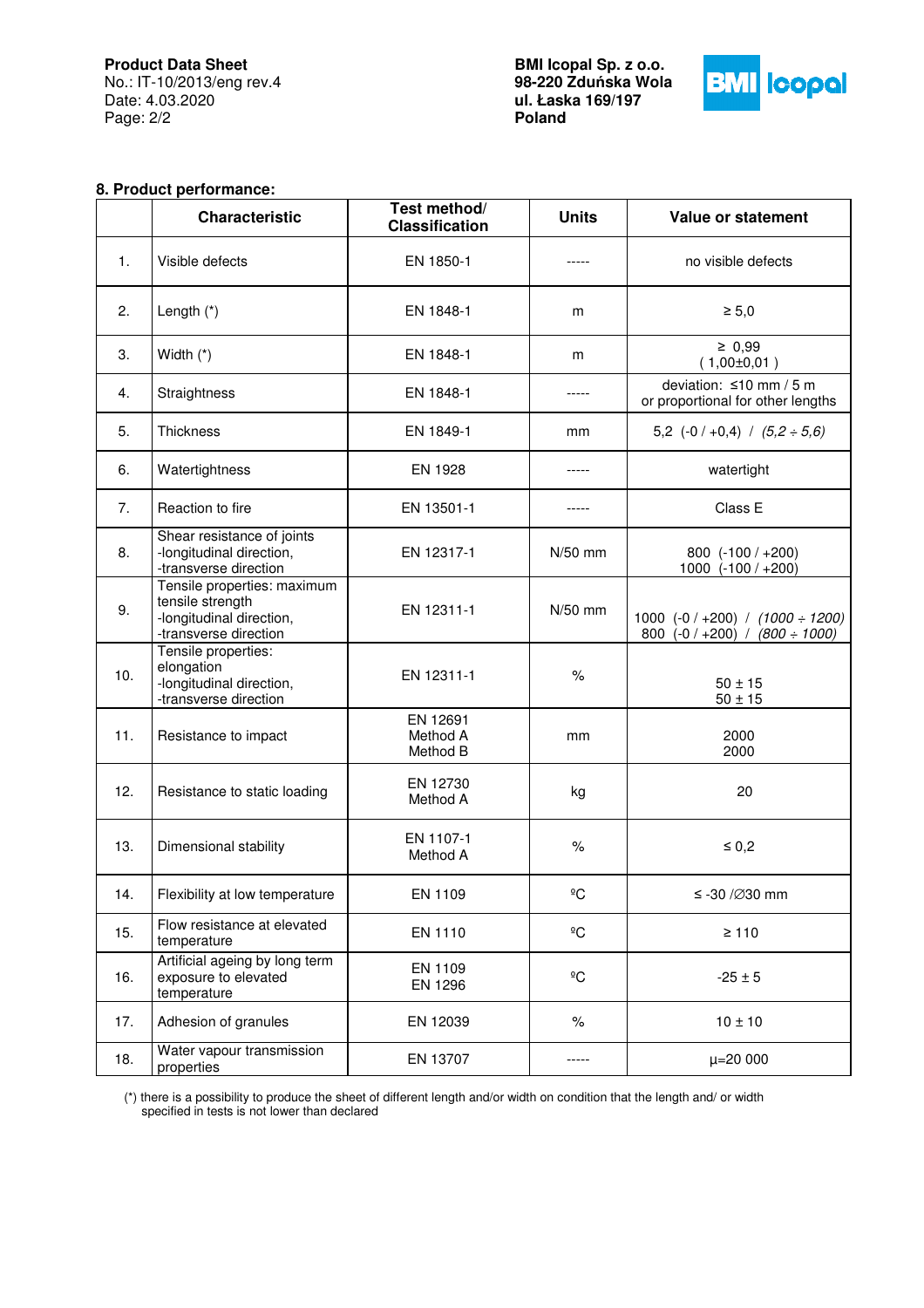**Product Data Sheet**
No.: IT-10/2013/eng rev.4
Date: 4.03.2020

**BMI Icopal Sp. z o.o.**
**98-220 Zduńska Wola**
**ul. Łaska 169/197**
**Poland**

## 8. Product performance:

| | Characteristic | Test method/ Classification | Units | Value or statement |
|---|---|---|---|---|
| 1. | Visible defects | EN 1850-1 | ----- | no visible defects |
| 2. | Length (*) | EN 1848-1 | m | ≥ 5,0 |
| 3. | Width (*) | EN 1848-1 | m | ≥ 0,99 ( 1,00±0,01 ) |
| 4. | Straightness | EN 1848-1 | ----- | deviation: ≤10 mm / 5 m or proportional for other lengths |
| 5. | Thickness | EN 1849-1 | mm | 5,2 (-0 / +0,4) / *(5,2 ÷ 5,6)* |
| 6. | Watertightness | EN 1928 | ----- | watertight |
| 7. | Reaction to fire | EN 13501-1 | ----- | Class E |
| 8. | Shear resistance of joints -longitudinal direction, -transverse direction | EN 12317-1 | N/50 mm | 800 (-100 / +200) 1000 (-100 / +200) |
| 9. | Tensile properties: maximum tensile strength -longitudinal direction, -transverse direction | EN 12311-1 | N/50 mm | 1000 (-0 / +200) / *(1000 ÷ 1200)* 800 (-0 / +200) / *(800 ÷ 1000)* |
| 10. | Tensile properties: elongation -longitudinal direction, -transverse direction | EN 12311-1 | % | 50 ± 15 50 ± 15 |
| 11. | Resistance to impact | EN 12691 Method A Method B | mm | 2000 2000 |
| 12. | Resistance to static loading | EN 12730 Method A | kg | 20 |
| 13. | Dimensional stability | EN 1107-1 Method A | % | ≤ 0,2 |
| 14. | Flexibility at low temperature | EN 1109 | ºC | ≤ -30 /∅30 mm |
| 15. | Flow resistance at elevated temperature | EN 1110 | ºC | ≥ 110 |
| 16. | Artificial ageing by long term exposure to elevated temperature | EN 1109 EN 1296 | ºC | -25 ± 5 |
| 17. | Adhesion of granules | EN 12039 | % | 10 ± 10 |
| 18. | Water vapour transmission properties | EN 13707 | ----- | μ=20 000 |

(*) there is a possibility to produce the sheet of different length and/or width on condition that the length and/ or width specified in tests is not lower than declared